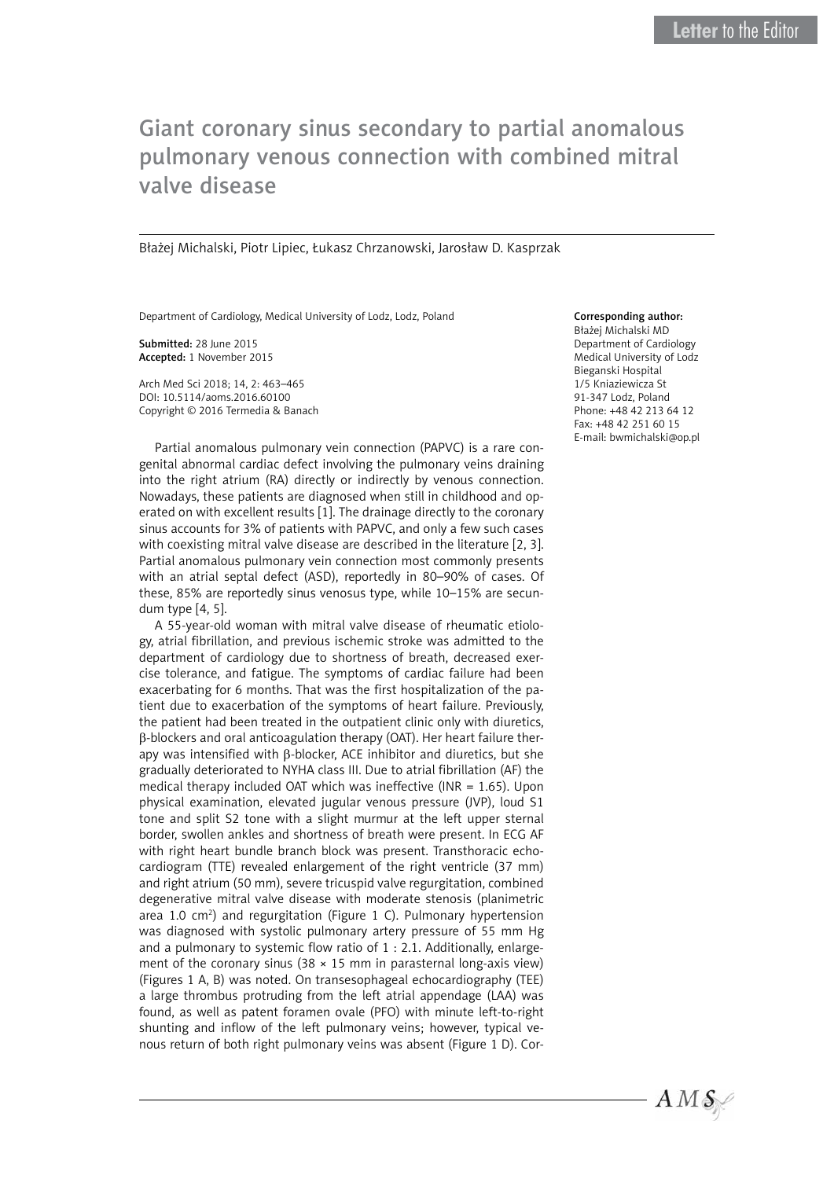Letter to the Editor

# Giant coronary sinus secondary to partial anomalous pulmonary venous connection with combined mitral valve disease

Błażej Michalski, Piotr Lipiec, Łukasz Chrzanowski, Jarosław D. Kasprzak

Department of Cardiology, Medical University of Lodz, Lodz, Poland

**Submitted:** 28 June 2015
**Accepted:** 1 November 2015

Arch Med Sci 2018; 14, 2: 463–465
DOI: 10.5114/aoms.2016.60100
Copyright © 2016 Termedia & Banach

**Corresponding author:**
Błażej Michalski MD
Department of Cardiology
Medical University of Lodz
Bieganski Hospital
1/5 Kniaziewicza St
91-347 Lodz, Poland
Phone: +48 42 213 64 12
Fax: +48 42 251 60 15
E-mail: bwmichalski@op.pl

Partial anomalous pulmonary vein connection (PAPVC) is a rare congenital abnormal cardiac defect involving the pulmonary veins draining into the right atrium (RA) directly or indirectly by venous connection. Nowadays, these patients are diagnosed when still in childhood and operated on with excellent results [1]. The drainage directly to the coronary sinus accounts for 3% of patients with PAPVC, and only a few such cases with coexisting mitral valve disease are described in the literature [2, 3]. Partial anomalous pulmonary vein connection most commonly presents with an atrial septal defect (ASD), reportedly in 80–90% of cases. Of these, 85% are reportedly sinus venosus type, while 10–15% are secundum type [4, 5].

A 55-year-old woman with mitral valve disease of rheumatic etiology, atrial fibrillation, and previous ischemic stroke was admitted to the department of cardiology due to shortness of breath, decreased exercise tolerance, and fatigue. The symptoms of cardiac failure had been exacerbating for 6 months. That was the first hospitalization of the patient due to exacerbation of the symptoms of heart failure. Previously, the patient had been treated in the outpatient clinic only with diuretics, β-blockers and oral anticoagulation therapy (OAT). Her heart failure therapy was intensified with β-blocker, ACE inhibitor and diuretics, but she gradually deteriorated to NYHA class III. Due to atrial fibrillation (AF) the medical therapy included OAT which was ineffective (INR = 1.65). Upon physical examination, elevated jugular venous pressure (JVP), loud S1 tone and split S2 tone with a slight murmur at the left upper sternal border, swollen ankles and shortness of breath were present. In ECG AF with right heart bundle branch block was present. Transthoracic echocardiogram (TTE) revealed enlargement of the right ventricle (37 mm) and right atrium (50 mm), severe tricuspid valve regurgitation, combined degenerative mitral valve disease with moderate stenosis (planimetric area 1.0 $cm^2$) and regurgitation (Figure 1 C). Pulmonary hypertension was diagnosed with systolic pulmonary artery pressure of 55 mm Hg and a pulmonary to systemic flow ratio of 1 : 2.1. Additionally, enlargement of the coronary sinus (38 × 15 mm in parasternal long-axis view) (Figures 1 A, B) was noted. On transesophageal echocardiography (TEE) a large thrombus protruding from the left atrial appendage (LAA) was found, as well as patent foramen ovale (PFO) with minute left-to-right shunting and inflow of the left pulmonary veins; however, typical venous return of both right pulmonary veins was absent (Figure 1 D). Cor-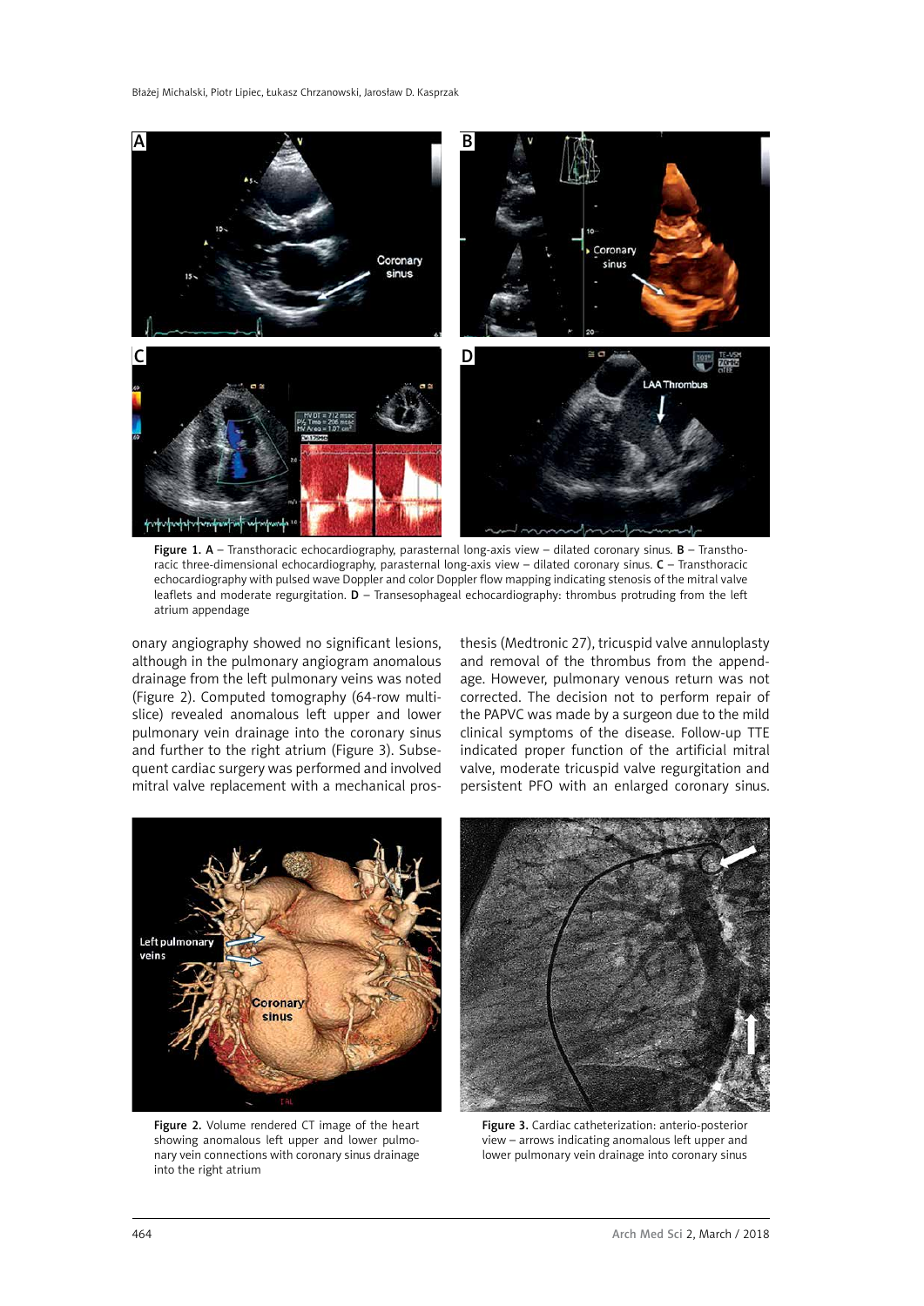Figure 1. A – Transthoracic echocardiography, parasternal long-axis view – dilated coronary sinus. B – Transthoracic three-dimensional echocardiography, parasternal long-axis view – dilated coronary sinus. C – Transthoracic echocardiography with pulsed wave Doppler and color Doppler flow mapping indicating stenosis of the mitral valve leaflets and moderate regurgitation. D – Transesophageal echocardiography: thrombus protruding from the left atrium appendage

onary angiography showed no significant lesions, although in the pulmonary angiogram anomalous drainage from the left pulmonary veins was noted (Figure 2). Computed tomography (64-row multi-slice) revealed anomalous left upper and lower pulmonary vein drainage into the coronary sinus and further to the right atrium (Figure 3). Subsequent cardiac surgery was performed and involved mitral valve replacement with a mechanical prosthesis (Medtronic 27), tricuspid valve annuloplasty and removal of the thrombus from the appendage. However, pulmonary venous return was not corrected. The decision not to perform repair of the PAPVC was made by a surgeon due to the mild clinical symptoms of the disease. Follow-up TTE indicated proper function of the artificial mitral valve, moderate tricuspid valve regurgitation and persistent PFO with an enlarged coronary sinus.

Figure 2. Volume rendered CT image of the heart showing anomalous left upper and lower pulmonary vein connections with coronary sinus drainage into the right atrium

Figure 3. Cardiac catheterization: anterio-posterior view – arrows indicating anomalous left upper and lower pulmonary vein drainage into coronary sinus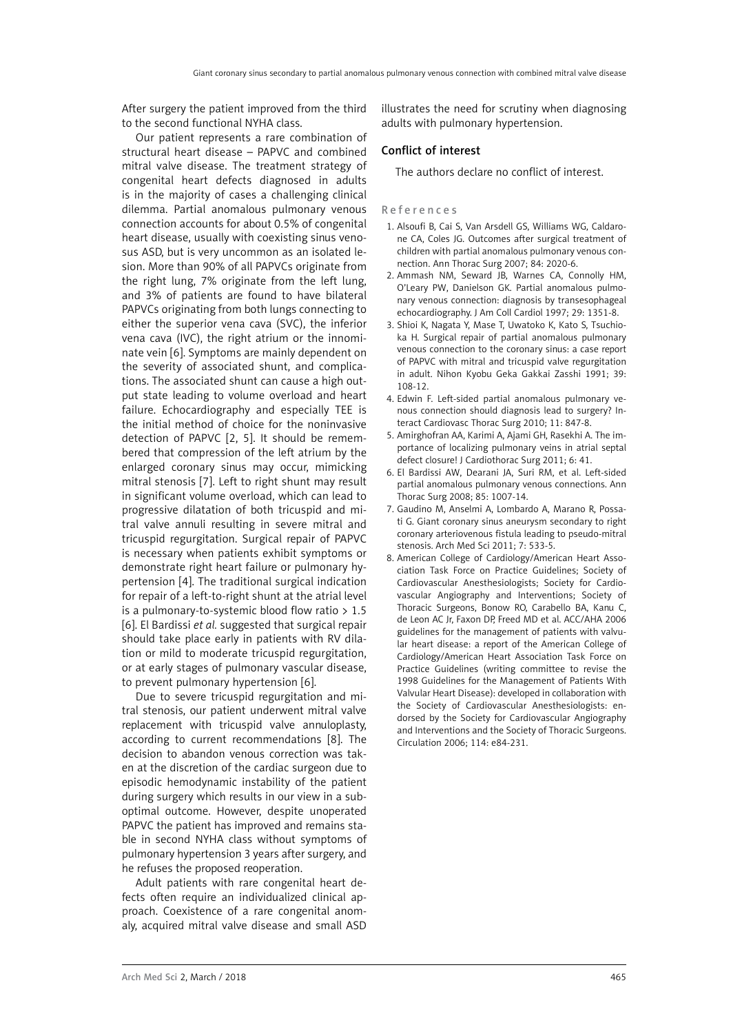After surgery the patient improved from the third to the second functional NYHA class.

Our patient represents a rare combination of structural heart disease – PAPVC and combined mitral valve disease. The treatment strategy of congenital heart defects diagnosed in adults is in the majority of cases a challenging clinical dilemma. Partial anomalous pulmonary venous connection accounts for about 0.5% of congenital heart disease, usually with coexisting sinus venosus ASD, but is very uncommon as an isolated lesion. More than 90% of all PAPVCs originate from the right lung, 7% originate from the left lung, and 3% of patients are found to have bilateral PAPVCs originating from both lungs connecting to either the superior vena cava (SVC), the inferior vena cava (IVC), the right atrium or the innominate vein [6]. Symptoms are mainly dependent on the severity of associated shunt, and complications. The associated shunt can cause a high output state leading to volume overload and heart failure. Echocardiography and especially TEE is the initial method of choice for the noninvasive detection of PAPVC [2, 5]. It should be remembered that compression of the left atrium by the enlarged coronary sinus may occur, mimicking mitral stenosis [7]. Left to right shunt may result in significant volume overload, which can lead to progressive dilatation of both tricuspid and mitral valve annuli resulting in severe mitral and tricuspid regurgitation. Surgical repair of PAPVC is necessary when patients exhibit symptoms or demonstrate right heart failure or pulmonary hypertension [4]. The traditional surgical indication for repair of a left-to-right shunt at the atrial level is a pulmonary-to-systemic blood flow ratio > 1.5 [6]. El Bardissi *et al.* suggested that surgical repair should take place early in patients with RV dilation or mild to moderate tricuspid regurgitation, or at early stages of pulmonary vascular disease, to prevent pulmonary hypertension [6].

Due to severe tricuspid regurgitation and mitral stenosis, our patient underwent mitral valve replacement with tricuspid valve annuloplasty, according to current recommendations [8]. The decision to abandon venous correction was taken at the discretion of the cardiac surgeon due to episodic hemodynamic instability of the patient during surgery which results in our view in a suboptimal outcome. However, despite unoperated PAPVC the patient has improved and remains stable in second NYHA class without symptoms of pulmonary hypertension 3 years after surgery, and he refuses the proposed reoperation.

Adult patients with rare congenital heart defects often require an individualized clinical approach. Coexistence of a rare congenital anomaly, acquired mitral valve disease and small ASD illustrates the need for scrutiny when diagnosing adults with pulmonary hypertension.

## Conflict of interest

The authors declare no conflict of interest.

## References

1. Alsoufi B, Cai S, Van Arsdell GS, Williams WG, Caldarone CA, Coles JG. Outcomes after surgical treatment of children with partial anomalous pulmonary venous connection. Ann Thorac Surg 2007; 84: 2020-6.
2. Ammash NM, Seward JB, Warnes CA, Connolly HM, O'Leary PW, Danielson GK. Partial anomalous pulmonary venous connection: diagnosis by transesophageal echocardiography. J Am Coll Cardiol 1997; 29: 1351-8.
3. Shioi K, Nagata Y, Mase T, Uwatoko K, Kato S, Tsuchioka H. Surgical repair of partial anomalous pulmonary venous connection to the coronary sinus: a case report of PAPVC with mitral and tricuspid valve regurgitation in adult. Nihon Kyobu Geka Gakkai Zasshi 1991; 39: 108-12.
4. Edwin F. Left-sided partial anomalous pulmonary venous connection should diagnosis lead to surgery? Interact Cardiovasc Thorac Surg 2010; 11: 847-8.
5. Amirghofran AA, Karimi A, Ajami GH, Rasekhi A. The importance of localizing pulmonary veins in atrial septal defect closure! J Cardiothorac Surg 2011; 6: 41.
6. El Bardissi AW, Dearani JA, Suri RM, et al. Left-sided partial anomalous pulmonary venous connections. Ann Thorac Surg 2008; 85: 1007-14.
7. Gaudino M, Anselmi A, Lombardo A, Marano R, Possati G. Giant coronary sinus aneurysm secondary to right coronary arteriovenous fistula leading to pseudo-mitral stenosis. Arch Med Sci 2011; 7: 533-5.
8. American College of Cardiology/American Heart Association Task Force on Practice Guidelines; Society of Cardiovascular Anesthesiologists; Society for Cardiovascular Angiography and Interventions; Society of Thoracic Surgeons, Bonow RO, Carabello BA, Kanu C, de Leon AC Jr, Faxon DP, Freed MD et al. ACC/AHA 2006 guidelines for the management of patients with valvular heart disease: a report of the American College of Cardiology/American Heart Association Task Force on Practice Guidelines (writing committee to revise the 1998 Guidelines for the Management of Patients With Valvular Heart Disease): developed in collaboration with the Society of Cardiovascular Anesthesiologists: endorsed by the Society for Cardiovascular Angiography and Interventions and the Society of Thoracic Surgeons. Circulation 2006; 114: e84-231.